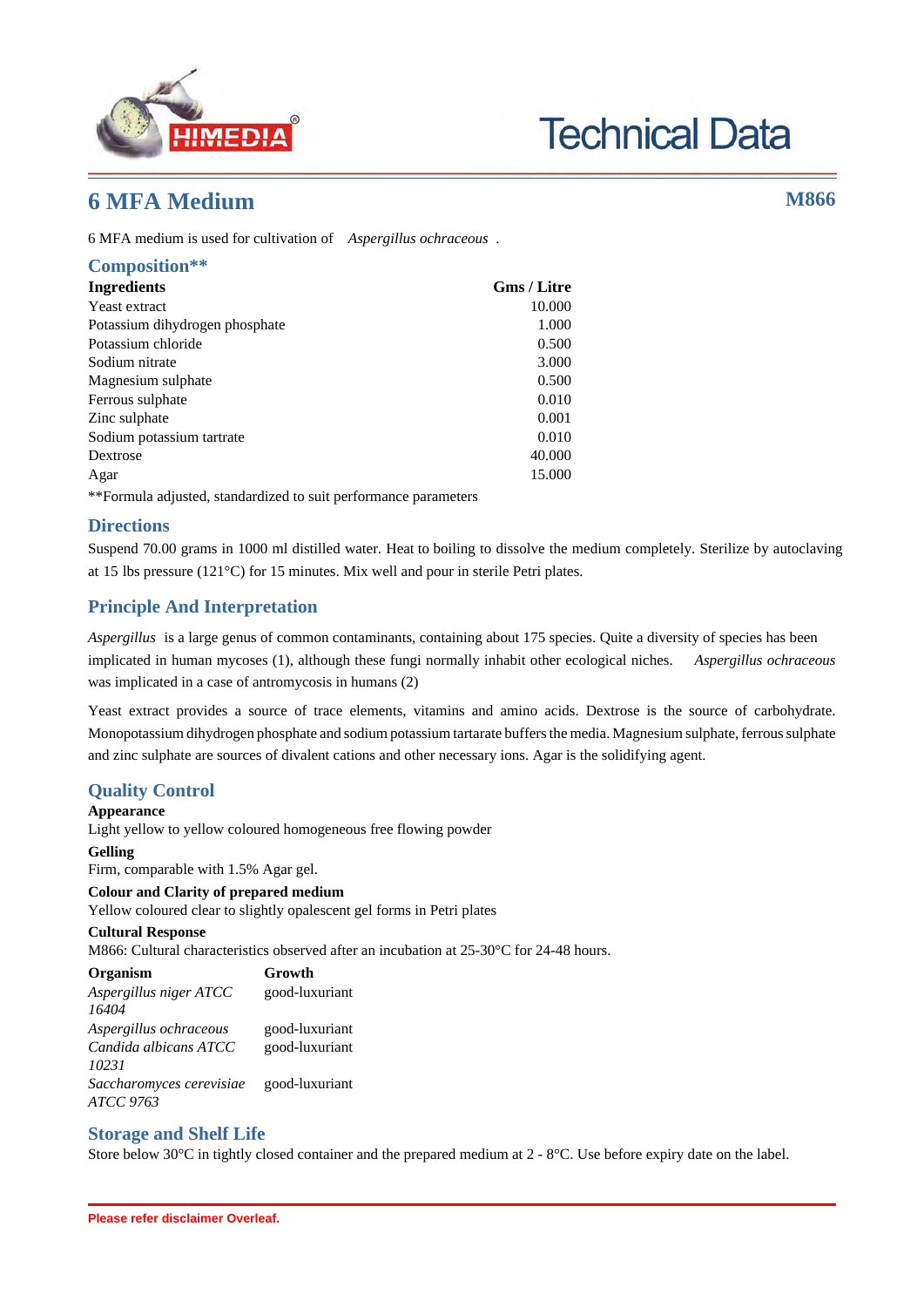# 6 MFA Medium

**M866**

6 MFA medium is used for cultivation of *Aspergillus ochraceous* .

## Composition**

| Ingredients | Gms / Litre |
|---|---|
| Yeast extract | 10.000 |
| Potassium dihydrogen phosphate | 1.000 |
| Potassium chloride | 0.500 |
| Sodium nitrate | 3.000 |
| Magnesium sulphate | 0.500 |
| Ferrous sulphate | 0.010 |
| Zinc sulphate | 0.001 |
| Sodium potassium tartrate | 0.010 |
| Dextrose | 40.000 |
| Agar | 15.000 |

**Formula adjusted, standardized to suit performance parameters

## Directions

Suspend 70.00 grams in 1000 ml distilled water. Heat to boiling to dissolve the medium completely. Sterilize by autoclaving at 15 lbs pressure (121°C) for 15 minutes. Mix well and pour in sterile Petri plates.

## Principle And Interpretation

*Aspergillus* is a large genus of common contaminants, containing about 175 species. Quite a diversity of species has been implicated in human mycoses (1), although these fungi normally inhabit other ecological niches. *Aspergillus ochraceous* was implicated in a case of antromycosis in humans (2)

Yeast extract provides a source of trace elements, vitamins and amino acids. Dextrose is the source of carbohydrate. Monopotassium dihydrogen phosphate and sodium potassium tartarate buffers the media. Magnesium sulphate, ferrous sulphate and zinc sulphate are sources of divalent cations and other necessary ions. Agar is the solidifying agent.

## Quality Control

**Appearance**

Light yellow to yellow coloured homogeneous free flowing powder

**Gelling**

Firm, comparable with 1.5% Agar gel.

**Colour and Clarity of prepared medium**

Yellow coloured clear to slightly opalescent gel forms in Petri plates

**Cultural Response**

M866: Cultural characteristics observed after an incubation at 25-30°C for 24-48 hours.

| Organism | Growth |
|---|---|
| *Aspergillus niger ATCC 16404* | good-luxuriant |
| *Aspergillus ochraceous* | good-luxuriant |
| *Candida albicans ATCC 10231* | good-luxuriant |
| *Saccharomyces cerevisiae ATCC 9763* | good-luxuriant |

## Storage and Shelf Life

Store below 30°C in tightly closed container and the prepared medium at 2 - 8°C. Use before expiry date on the label.

**Please refer disclaimer Overleaf.**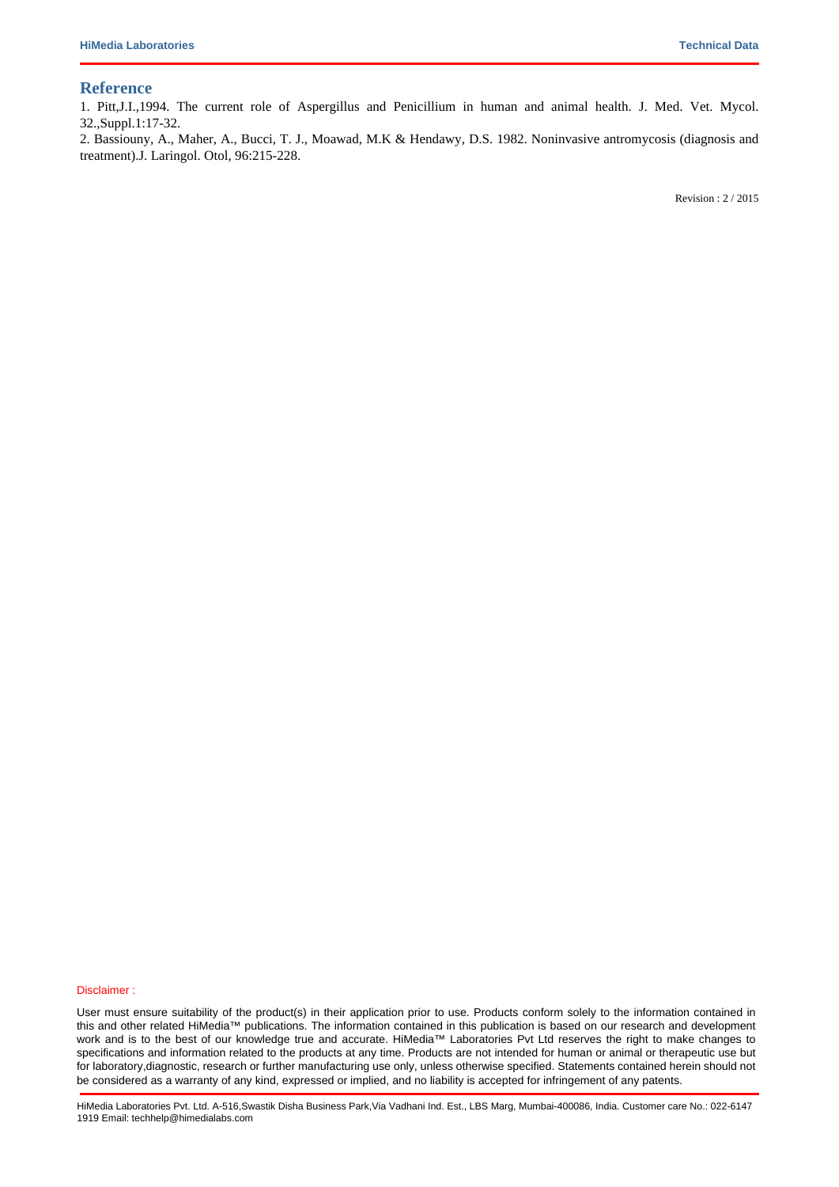## Reference

1. Pitt,J.I.,1994. The current role of Aspergillus and Penicillium in human and animal health. J. Med. Vet. Mycol. 32.,Suppl.1:17-32.

2. Bassiouny, A., Maher, A., Bucci, T. J., Moawad, M.K & Hendawy, D.S. 1982. Noninvasive antromycosis (diagnosis and treatment).J. Laringol. Otol, 96:215-228.

Revision : 2 / 2015

Disclaimer :

User must ensure suitability of the product(s) in their application prior to use. Products conform solely to the information contained in this and other related HiMedia™ publications. The information contained in this publication is based on our research and development work and is to the best of our knowledge true and accurate. HiMedia™ Laboratories Pvt Ltd reserves the right to make changes to specifications and information related to the products at any time. Products are not intended for human or animal or therapeutic use but for laboratory,diagnostic, research or further manufacturing use only, unless otherwise specified. Statements contained herein should not be considered as a warranty of any kind, expressed or implied, and no liability is accepted for infringement of any patents.

HiMedia Laboratories Pvt. Ltd. A-516,Swastik Disha Business Park,Via Vadhani Ind. Est., LBS Marg, Mumbai-400086, India. Customer care No.: 022-6147 1919 Email: techhelp@himedialabs.com